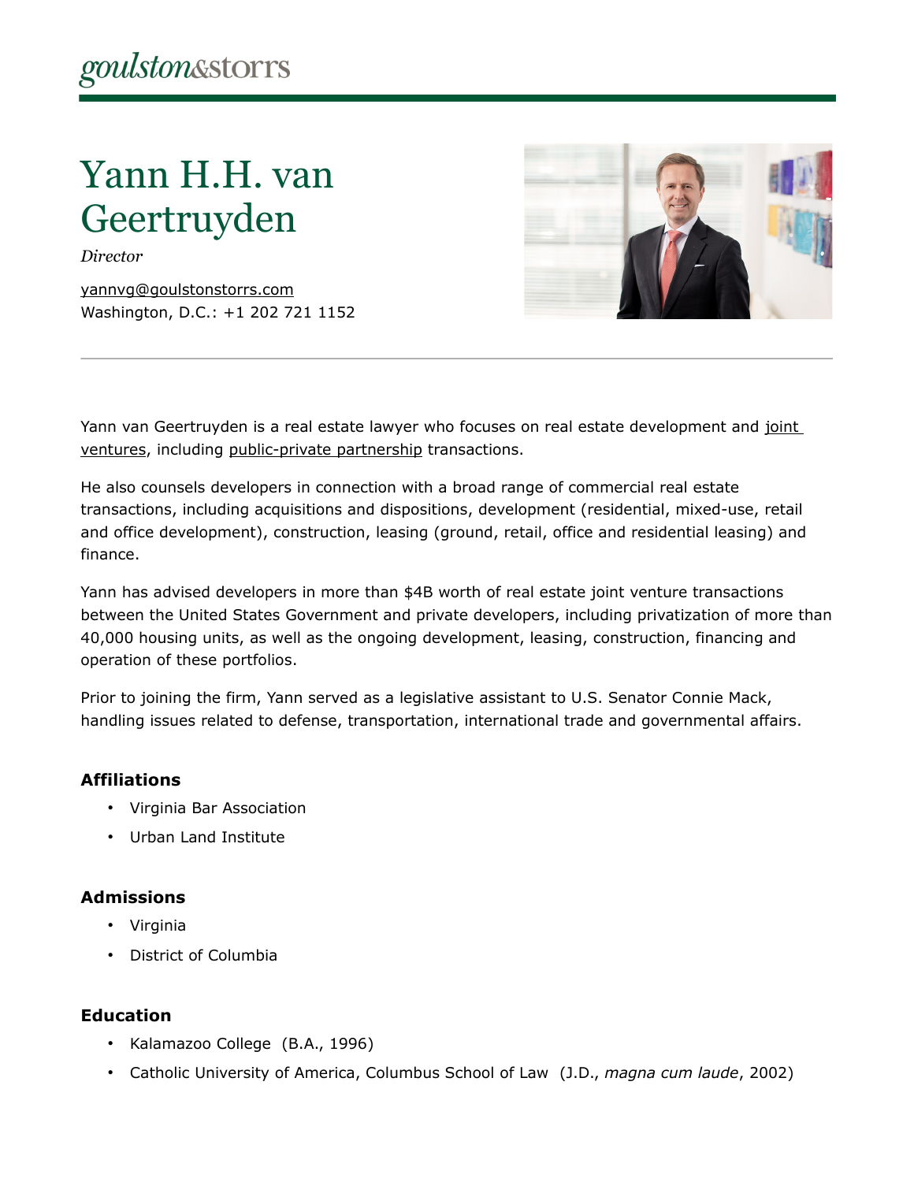goulston&storrs

# Yann H.H. van Geertruyden

*Director*

yannvg@goulstonstorrs.com
Washington, D.C.: +1 202 721 1152

Yann van Geertruyden is a real estate lawyer who focuses on real estate development and joint ventures, including public-private partnership transactions.

He also counsels developers in connection with a broad range of commercial real estate transactions, including acquisitions and dispositions, development (residential, mixed-use, retail and office development), construction, leasing (ground, retail, office and residential leasing) and finance.

Yann has advised developers in more than $4B worth of real estate joint venture transactions between the United States Government and private developers, including privatization of more than 40,000 housing units, as well as the ongoing development, leasing, construction, financing and operation of these portfolios.

Prior to joining the firm, Yann served as a legislative assistant to U.S. Senator Connie Mack, handling issues related to defense, transportation, international trade and governmental affairs.

### Affiliations

- Virginia Bar Association
- Urban Land Institute

### Admissions

- Virginia
- District of Columbia

### Education

- Kalamazoo College (B.A., 1996)
- Catholic University of America, Columbus School of Law (J.D., *magna cum laude*, 2002)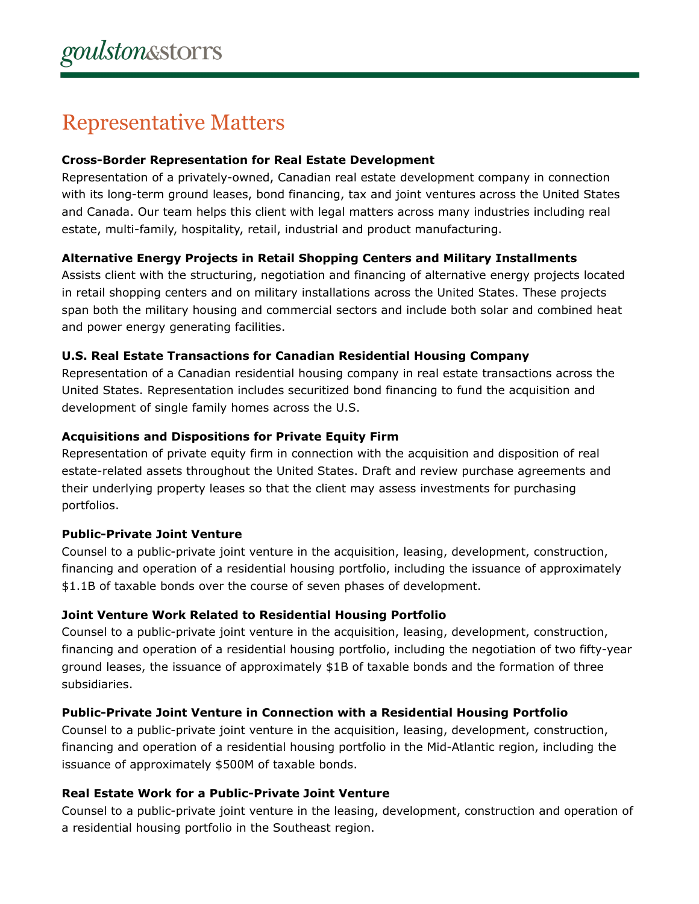## Representative Matters

**Cross-Border Representation for Real Estate Development**

Representation of a privately-owned, Canadian real estate development company in connection with its long-term ground leases, bond financing, tax and joint ventures across the United States and Canada. Our team helps this client with legal matters across many industries including real estate, multi-family, hospitality, retail, industrial and product manufacturing.

**Alternative Energy Projects in Retail Shopping Centers and Military Installments**

Assists client with the structuring, negotiation and financing of alternative energy projects located in retail shopping centers and on military installations across the United States. These projects span both the military housing and commercial sectors and include both solar and combined heat and power energy generating facilities.

**U.S. Real Estate Transactions for Canadian Residential Housing Company**

Representation of a Canadian residential housing company in real estate transactions across the United States. Representation includes securitized bond financing to fund the acquisition and development of single family homes across the U.S.

**Acquisitions and Dispositions for Private Equity Firm**

Representation of private equity firm in connection with the acquisition and disposition of real estate-related assets throughout the United States. Draft and review purchase agreements and their underlying property leases so that the client may assess investments for purchasing portfolios.

**Public-Private Joint Venture**

Counsel to a public-private joint venture in the acquisition, leasing, development, construction, financing and operation of a residential housing portfolio, including the issuance of approximately $1.1B of taxable bonds over the course of seven phases of development.

**Joint Venture Work Related to Residential Housing Portfolio**

Counsel to a public-private joint venture in the acquisition, leasing, development, construction, financing and operation of a residential housing portfolio, including the negotiation of two fifty-year ground leases, the issuance of approximately $1B of taxable bonds and the formation of three subsidiaries.

**Public-Private Joint Venture in Connection with a Residential Housing Portfolio**

Counsel to a public-private joint venture in the acquisition, leasing, development, construction, financing and operation of a residential housing portfolio in the Mid-Atlantic region, including the issuance of approximately $500M of taxable bonds.

**Real Estate Work for a Public-Private Joint Venture**

Counsel to a public-private joint venture in the leasing, development, construction and operation of a residential housing portfolio in the Southeast region.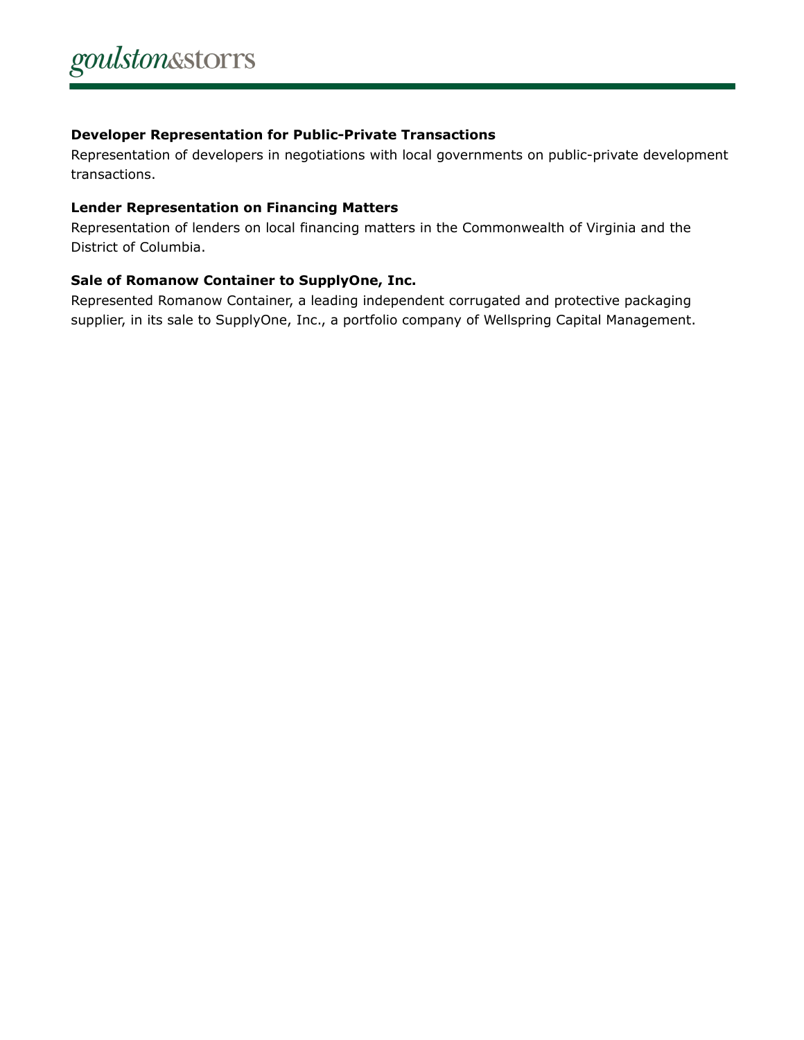**Developer Representation for Public-Private Transactions**

Representation of developers in negotiations with local governments on public-private development transactions.

**Lender Representation on Financing Matters**

Representation of lenders on local financing matters in the Commonwealth of Virginia and the District of Columbia.

**Sale of Romanow Container to SupplyOne, Inc.**

Represented Romanow Container, a leading independent corrugated and protective packaging supplier, in its sale to SupplyOne, Inc., a portfolio company of Wellspring Capital Management.